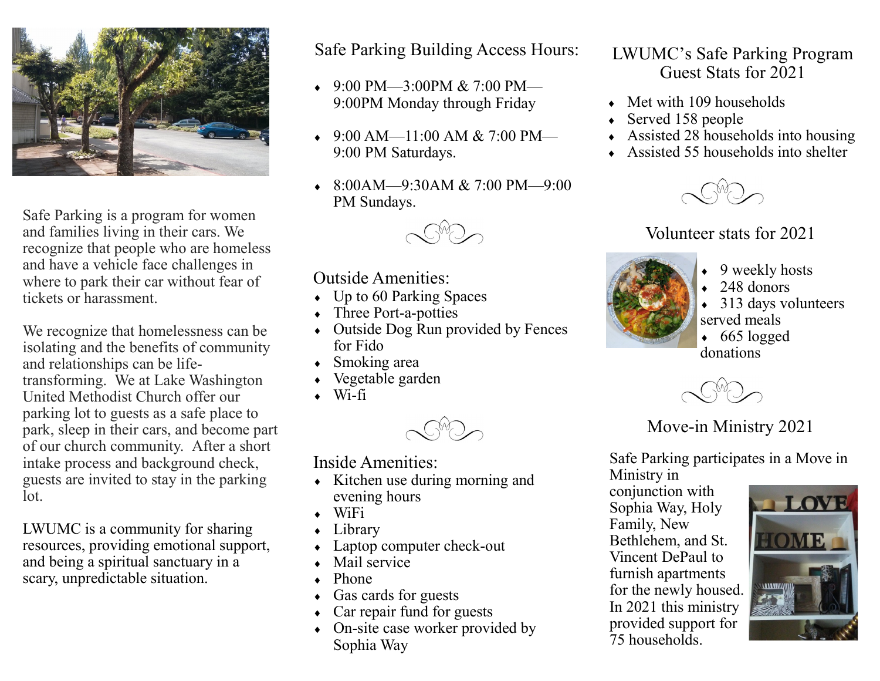Safe Parking is a program for women and families living in their cars. We recognize that people who are homeless and have a vehicle face challenges in where to park their car without fear of tickets or harassment.

We recognize that homelessness can be isolating and the benefits of community and relationships can be life-transforming. We at Lake Washington United Methodist Church offer our parking lot to guests as a safe place to park, sleep in their cars, and become part of our church community. After a short intake process and background check, guests are invited to stay in the parking lot.

LWUMC is a community for sharing resources, providing emotional support, and being a spiritual sanctuary in a scary, unpredictable situation.

## Safe Parking Building Access Hours:

- 9:00 PM—3:00PM & 7:00 PM—9:00PM Monday through Friday
- 9:00 AM—11:00 AM & 7:00 PM—9:00 PM Saturdays.
- 8:00AM—9:30AM & 7:00 PM—9:00 PM Sundays.

## Outside Amenities:

- Up to 60 Parking Spaces
- Three Port-a-potties
- Outside Dog Run provided by Fences for Fido
- Smoking area
- Vegetable garden
- Wi-fi

## Inside Amenities:

- Kitchen use during morning and evening hours
- WiFi
- Library
- Laptop computer check-out
- Mail service
- Phone
- Gas cards for guests
- Car repair fund for guests
- On-site case worker provided by Sophia Way

## LWUMC's Safe Parking Program Guest Stats for 2021

- Met with 109 households
- Served 158 people
- Assisted 28 households into housing
- Assisted 55 households into shelter

## Volunteer stats for 2021

- 9 weekly hosts
- 248 donors
- 313 days volunteers served meals
- 665 logged donations

## Move-in Ministry 2021

Safe Parking participates in a Move in Ministry in conjunction with Sophia Way, Holy Family, New Bethlehem, and St. Vincent DePaul to furnish apartments for the newly housed. In 2021 this ministry provided support for 75 households.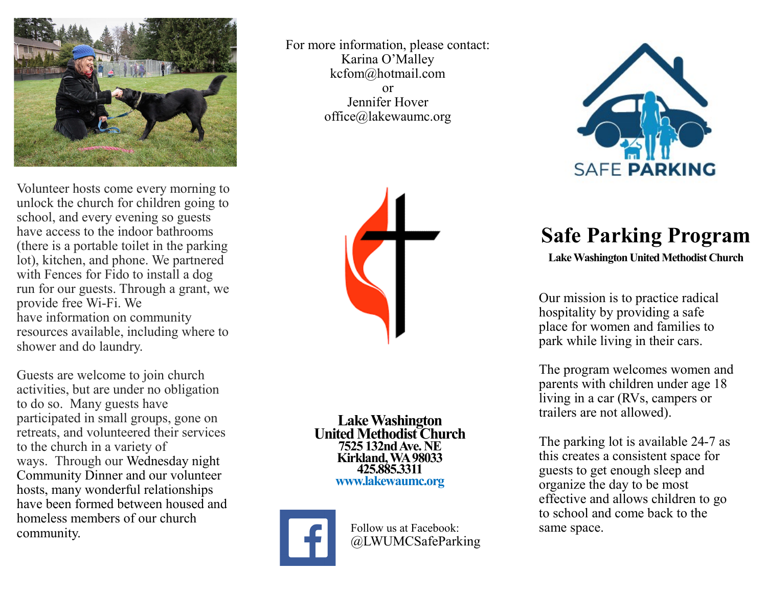Volunteer hosts come every morning to unlock the church for children going to school, and every evening so guests have access to the indoor bathrooms (there is a portable toilet in the parking lot), kitchen, and phone. We partnered with Fences for Fido to install a dog run for our guests. Through a grant, we provide free Wi-Fi. We have information on community resources available, including where to shower and do laundry.

Guests are welcome to join church activities, but are under no obligation to do so. Many guests have participated in small groups, gone on retreats, and volunteered their services to the church in a variety of ways. Through our Wednesday night Community Dinner and our volunteer hosts, many wonderful relationships have been formed between housed and homeless members of our church community.

For more information, please contact:
Karina O'Malley
kcfom@hotmail.com
or
Jennifer Hover
office@lakewaumc.org

**Lake Washington**
**United Methodist Church**
**7525 132nd Ave. NE**
**Kirkland, WA 98033**
**425.885.3311**
**www.lakewaumc.org**

Follow us at Facebook:
@LWUMCSafeParking

SAFE PARKING

# Safe Parking Program

**Lake Washington United Methodist Church**

Our mission is to practice radical hospitality by providing a safe place for women and families to park while living in their cars.

The program welcomes women and parents with children under age 18 living in a car (RVs, campers or trailers are not allowed).

The parking lot is available 24-7 as this creates a consistent space for guests to get enough sleep and organize the day to be most effective and allows children to go to school and come back to the same space.